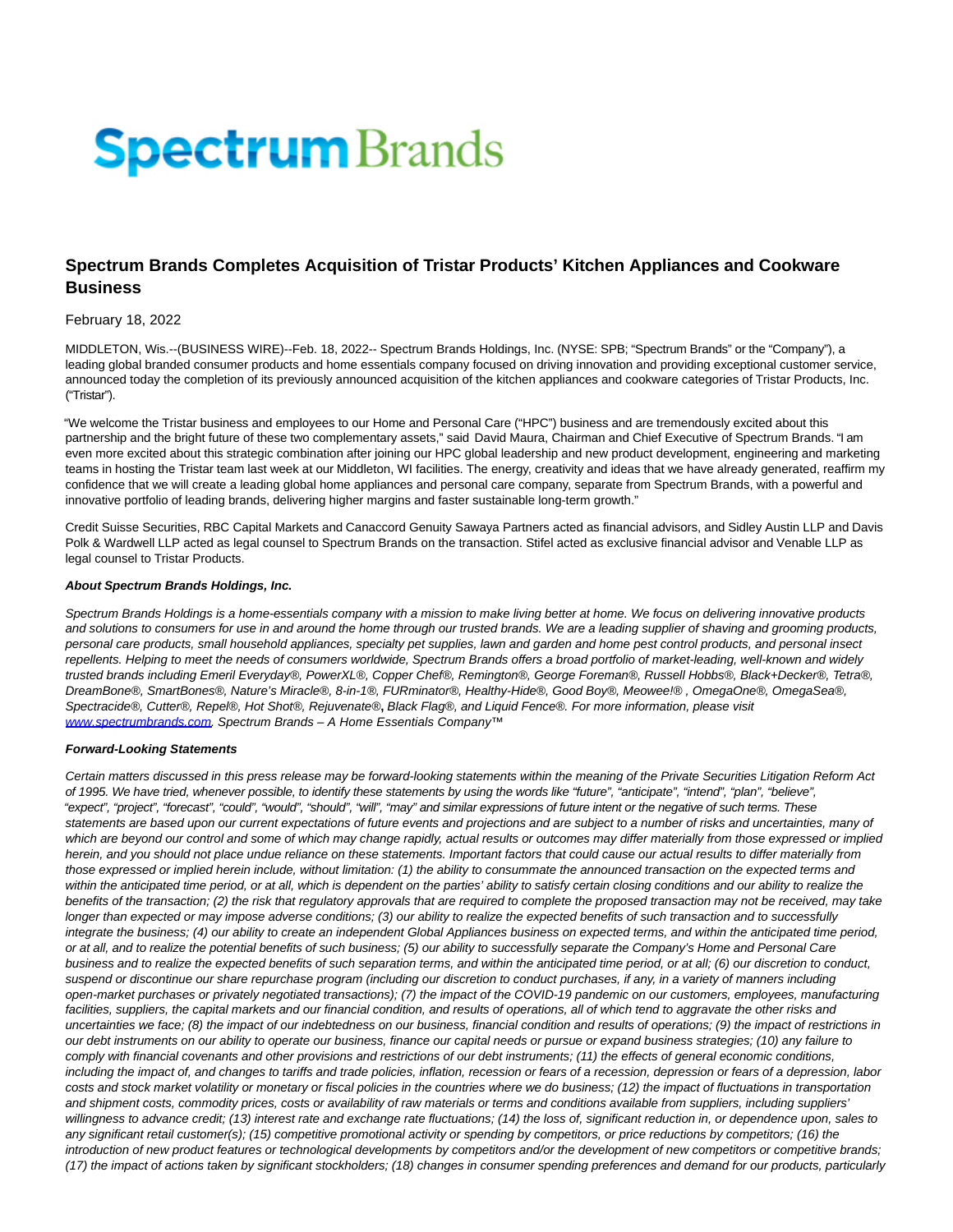# Spectrum Brands

## Spectrum Brands Completes Acquisition of Tristar Products' Kitchen Appliances and Cookware Business

February 18, 2022

MIDDLETON, Wis.--(BUSINESS WIRE)--Feb. 18, 2022-- Spectrum Brands Holdings, Inc. (NYSE: SPB; "Spectrum Brands" or the "Company"), a leading global branded consumer products and home essentials company focused on driving innovation and providing exceptional customer service, announced today the completion of its previously announced acquisition of the kitchen appliances and cookware categories of Tristar Products, Inc. ("Tristar").

"We welcome the Tristar business and employees to our Home and Personal Care ("HPC") business and are tremendously excited about this partnership and the bright future of these two complementary assets," said David Maura, Chairman and Chief Executive of Spectrum Brands. "I am even more excited about this strategic combination after joining our HPC global leadership and new product development, engineering and marketing teams in hosting the Tristar team last week at our Middleton, WI facilities. The energy, creativity and ideas that we have already generated, reaffirm my confidence that we will create a leading global home appliances and personal care company, separate from Spectrum Brands, with a powerful and innovative portfolio of leading brands, delivering higher margins and faster sustainable long-term growth."

Credit Suisse Securities, RBC Capital Markets and Canaccord Genuity Sawaya Partners acted as financial advisors, and Sidley Austin LLP and Davis Polk & Wardwell LLP acted as legal counsel to Spectrum Brands on the transaction. Stifel acted as exclusive financial advisor and Venable LLP as legal counsel to Tristar Products.

**_About Spectrum Brands Holdings, Inc._**

*Spectrum Brands Holdings is a home-essentials company with a mission to make living better at home. We focus on delivering innovative products and solutions to consumers for use in and around the home through our trusted brands. We are a leading supplier of shaving and grooming products, personal care products, small household appliances, specialty pet supplies, lawn and garden and home pest control products, and personal insect repellents. Helping to meet the needs of consumers worldwide, Spectrum Brands offers a broad portfolio of market-leading, well-known and widely trusted brands including Emeril Everyday®, PowerXL®, Copper Chef®, Remington®, George Foreman®, Russell Hobbs®, Black+Decker®, Tetra®, DreamBone®, SmartBones®, Nature's Miracle®, 8-in-1®, FURminator®, Healthy-Hide®, Good Boy®, Meowee!® , OmegaOne®, OmegaSea®, Spectracide®, Cutter®, Repel®, Hot Shot®, Rejuvenate®, Black Flag®, and Liquid Fence®. For more information, please visit www.spectrumbrands.com. Spectrum Brands – A Home Essentials Company™*

**_Forward-Looking Statements_**

*Certain matters discussed in this press release may be forward-looking statements within the meaning of the Private Securities Litigation Reform Act of 1995. We have tried, whenever possible, to identify these statements by using the words like "future", "anticipate", "intend", "plan", "believe", "expect", "project", "forecast", "could", "would", "should", "will", "may" and similar expressions of future intent or the negative of such terms. These statements are based upon our current expectations of future events and projections and are subject to a number of risks and uncertainties, many of which are beyond our control and some of which may change rapidly, actual results or outcomes may differ materially from those expressed or implied herein, and you should not place undue reliance on these statements. Important factors that could cause our actual results to differ materially from those expressed or implied herein include, without limitation: (1) the ability to consummate the announced transaction on the expected terms and within the anticipated time period, or at all, which is dependent on the parties' ability to satisfy certain closing conditions and our ability to realize the benefits of the transaction; (2) the risk that regulatory approvals that are required to complete the proposed transaction may not be received, may take longer than expected or may impose adverse conditions; (3) our ability to realize the expected benefits of such transaction and to successfully integrate the business; (4) our ability to create an independent Global Appliances business on expected terms, and within the anticipated time period, or at all, and to realize the potential benefits of such business; (5) our ability to successfully separate the Company's Home and Personal Care business and to realize the expected benefits of such separation terms, and within the anticipated time period, or at all; (6) our discretion to conduct, suspend or discontinue our share repurchase program (including our discretion to conduct purchases, if any, in a variety of manners including open-market purchases or privately negotiated transactions); (7) the impact of the COVID-19 pandemic on our customers, employees, manufacturing facilities, suppliers, the capital markets and our financial condition, and results of operations, all of which tend to aggravate the other risks and uncertainties we face; (8) the impact of our indebtedness on our business, financial condition and results of operations; (9) the impact of restrictions in our debt instruments on our ability to operate our business, finance our capital needs or pursue or expand business strategies; (10) any failure to comply with financial covenants and other provisions and restrictions of our debt instruments; (11) the effects of general economic conditions, including the impact of, and changes to tariffs and trade policies, inflation, recession or fears of a recession, depression or fears of a depression, labor costs and stock market volatility or monetary or fiscal policies in the countries where we do business; (12) the impact of fluctuations in transportation and shipment costs, commodity prices, costs or availability of raw materials or terms and conditions available from suppliers, including suppliers' willingness to advance credit; (13) interest rate and exchange rate fluctuations; (14) the loss of, significant reduction in, or dependence upon, sales to any significant retail customer(s); (15) competitive promotional activity or spending by competitors, or price reductions by competitors; (16) the introduction of new product features or technological developments by competitors and/or the development of new competitors or competitive brands; (17) the impact of actions taken by significant stockholders; (18) changes in consumer spending preferences and demand for our products, particularly*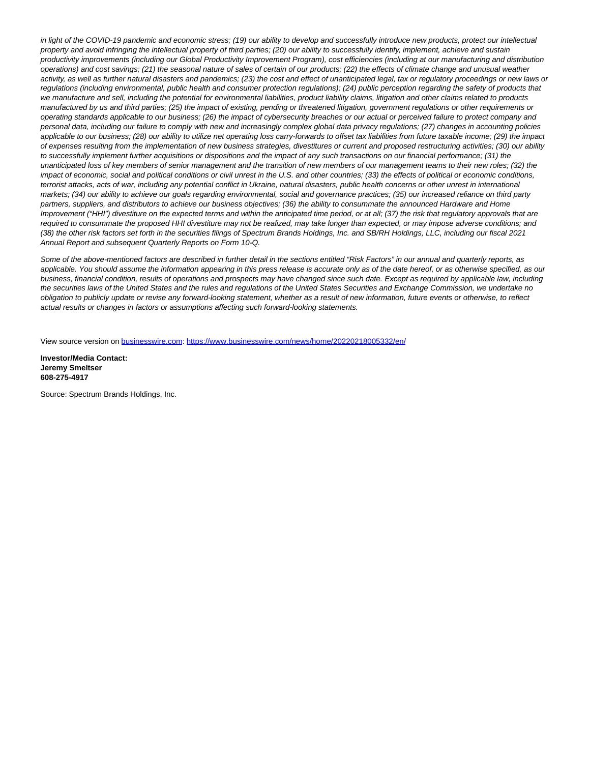*in light of the COVID-19 pandemic and economic stress; (19) our ability to develop and successfully introduce new products, protect our intellectual property and avoid infringing the intellectual property of third parties; (20) our ability to successfully identify, implement, achieve and sustain productivity improvements (including our Global Productivity Improvement Program), cost efficiencies (including at our manufacturing and distribution operations) and cost savings; (21) the seasonal nature of sales of certain of our products; (22) the effects of climate change and unusual weather activity, as well as further natural disasters and pandemics; (23) the cost and effect of unanticipated legal, tax or regulatory proceedings or new laws or regulations (including environmental, public health and consumer protection regulations); (24) public perception regarding the safety of products that we manufacture and sell, including the potential for environmental liabilities, product liability claims, litigation and other claims related to products manufactured by us and third parties; (25) the impact of existing, pending or threatened litigation, government regulations or other requirements or operating standards applicable to our business; (26) the impact of cybersecurity breaches or our actual or perceived failure to protect company and personal data, including our failure to comply with new and increasingly complex global data privacy regulations; (27) changes in accounting policies applicable to our business; (28) our ability to utilize net operating loss carry-forwards to offset tax liabilities from future taxable income; (29) the impact of expenses resulting from the implementation of new business strategies, divestitures or current and proposed restructuring activities; (30) our ability to successfully implement further acquisitions or dispositions and the impact of any such transactions on our financial performance; (31) the unanticipated loss of key members of senior management and the transition of new members of our management teams to their new roles; (32) the impact of economic, social and political conditions or civil unrest in the U.S. and other countries; (33) the effects of political or economic conditions, terrorist attacks, acts of war, including any potential conflict in Ukraine, natural disasters, public health concerns or other unrest in international markets; (34) our ability to achieve our goals regarding environmental, social and governance practices; (35) our increased reliance on third party partners, suppliers, and distributors to achieve our business objectives; (36) the ability to consummate the announced Hardware and Home Improvement ("HHI") divestiture on the expected terms and within the anticipated time period, or at all; (37) the risk that regulatory approvals that are required to consummate the proposed HHI divestiture may not be realized, may take longer than expected, or may impose adverse conditions; and (38) the other risk factors set forth in the securities filings of Spectrum Brands Holdings, Inc. and SB/RH Holdings, LLC, including our fiscal 2021 Annual Report and subsequent Quarterly Reports on Form 10-Q.*

*Some of the above-mentioned factors are described in further detail in the sections entitled "Risk Factors" in our annual and quarterly reports, as applicable. You should assume the information appearing in this press release is accurate only as of the date hereof, or as otherwise specified, as our business, financial condition, results of operations and prospects may have changed since such date. Except as required by applicable law, including the securities laws of the United States and the rules and regulations of the United States Securities and Exchange Commission, we undertake no obligation to publicly update or revise any forward-looking statement, whether as a result of new information, future events or otherwise, to reflect actual results or changes in factors or assumptions affecting such forward-looking statements.*

View source version on businesswire.com: https://www.businesswire.com/news/home/20220218005332/en/

**Investor/Media Contact:**
**Jeremy Smeltser**
**608-275-4917**

Source: Spectrum Brands Holdings, Inc.